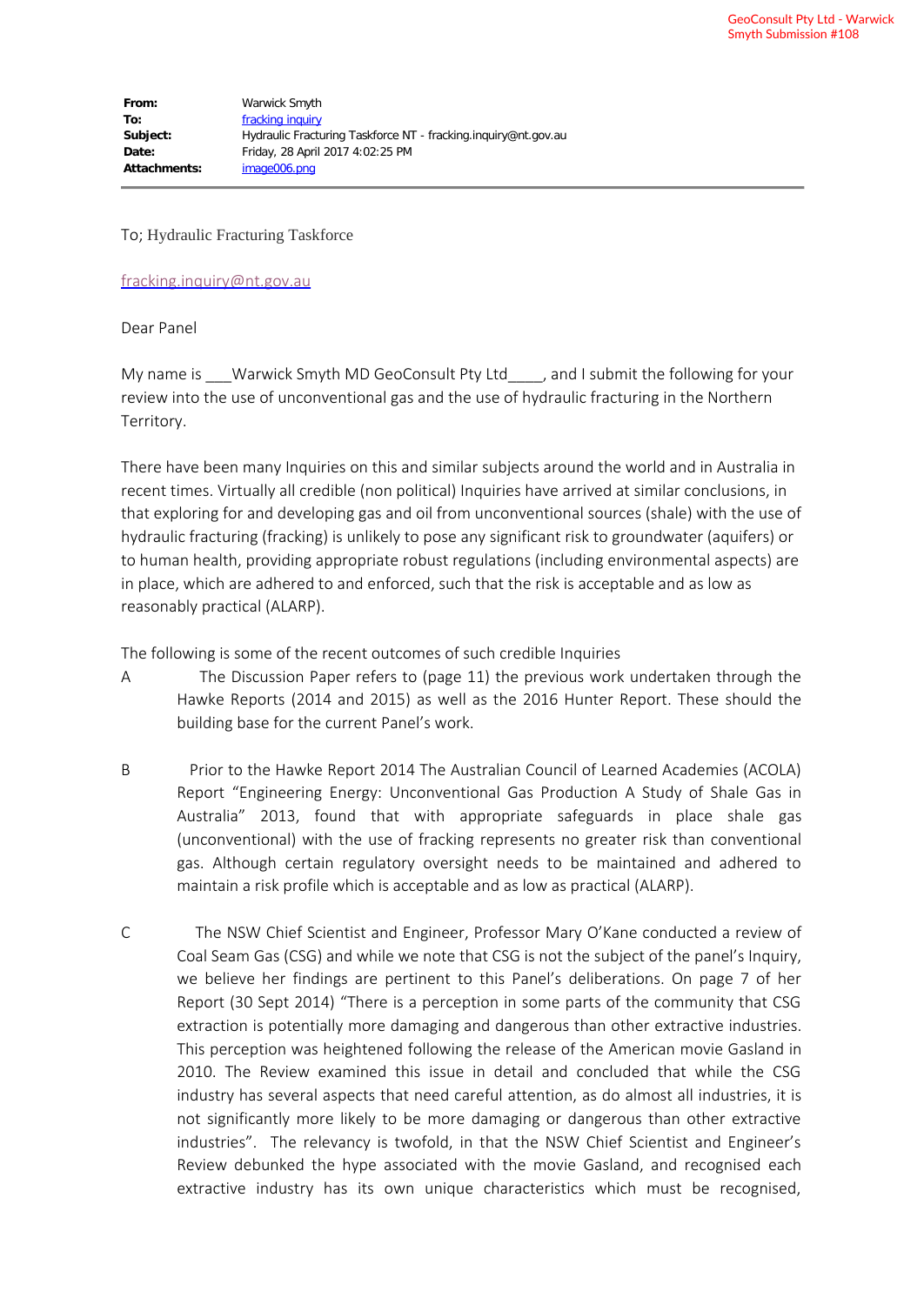GeoConsult Pty Ltd - Warwick Smyth Submission #108

| | |
|---|---|
| **From:** | Warwick Smyth |
| **To:** | fracking inquiry |
| **Subject:** | Hydraulic Fracturing Taskforce NT - fracking.inquiry@nt.gov.au |
| **Date:** | Friday, 28 April 2017 4:02:25 PM |
| **Attachments:** | image006.png |

To; Hydraulic Fracturing Taskforce

fracking.inquiry@nt.gov.au

Dear Panel

My name is ___Warwick Smyth MD GeoConsult Pty Ltd____, and I submit the following for your review into the use of unconventional gas and the use of hydraulic fracturing in the Northern Territory.

There have been many Inquiries on this and similar subjects around the world and in Australia in recent times. Virtually all credible (non political) Inquiries have arrived at similar conclusions, in that exploring for and developing gas and oil from unconventional sources (shale) with the use of hydraulic fracturing (fracking) is unlikely to pose any significant risk to groundwater (aquifers) or to human health, providing appropriate robust regulations (including environmental aspects) are in place, which are adhered to and enforced, such that the risk is acceptable and as low as reasonably practical (ALARP).

The following is some of the recent outcomes of such credible Inquiries

A The Discussion Paper refers to (page 11) the previous work undertaken through the Hawke Reports (2014 and 2015) as well as the 2016 Hunter Report. These should the building base for the current Panel's work.

B Prior to the Hawke Report 2014 The Australian Council of Learned Academies (ACOLA) Report "Engineering Energy: Unconventional Gas Production A Study of Shale Gas in Australia" 2013, found that with appropriate safeguards in place shale gas (unconventional) with the use of fracking represents no greater risk than conventional gas. Although certain regulatory oversight needs to be maintained and adhered to maintain a risk profile which is acceptable and as low as practical (ALARP).

C The NSW Chief Scientist and Engineer, Professor Mary O'Kane conducted a review of Coal Seam Gas (CSG) and while we note that CSG is not the subject of the panel's Inquiry, we believe her findings are pertinent to this Panel's deliberations. On page 7 of her Report (30 Sept 2014) "There is a perception in some parts of the community that CSG extraction is potentially more damaging and dangerous than other extractive industries. This perception was heightened following the release of the American movie Gasland in 2010. The Review examined this issue in detail and concluded that while the CSG industry has several aspects that need careful attention, as do almost all industries, it is not significantly more likely to be more damaging or dangerous than other extractive industries". The relevancy is twofold, in that the NSW Chief Scientist and Engineer's Review debunked the hype associated with the movie Gasland, and recognised each extractive industry has its own unique characteristics which must be recognised,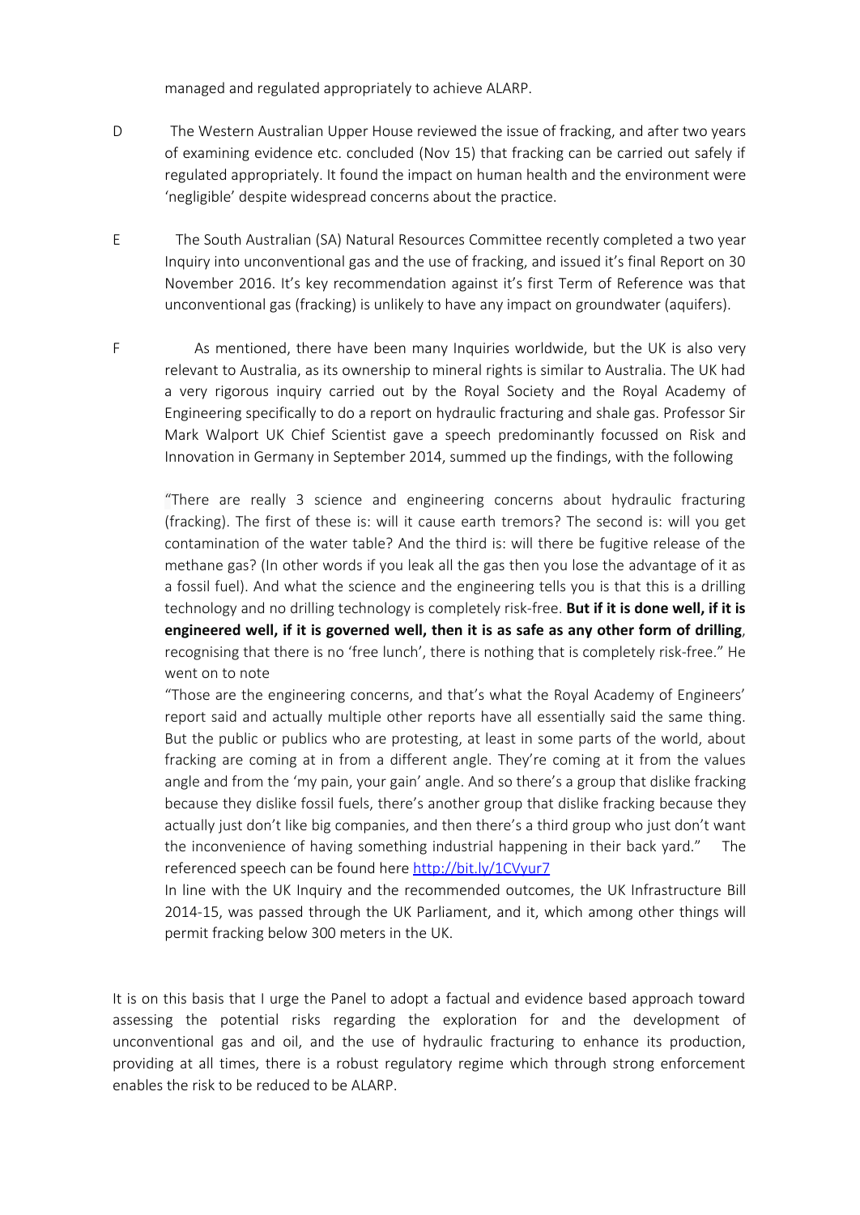managed and regulated appropriately to achieve ALARP.

D The Western Australian Upper House reviewed the issue of fracking, and after two years of examining evidence etc. concluded (Nov 15) that fracking can be carried out safely if regulated appropriately. It found the impact on human health and the environment were 'negligible' despite widespread concerns about the practice.

E The South Australian (SA) Natural Resources Committee recently completed a two year Inquiry into unconventional gas and the use of fracking, and issued it's final Report on 30 November 2016. It's key recommendation against it's first Term of Reference was that unconventional gas (fracking) is unlikely to have any impact on groundwater (aquifers).

F As mentioned, there have been many Inquiries worldwide, but the UK is also very relevant to Australia, as its ownership to mineral rights is similar to Australia. The UK had a very rigorous inquiry carried out by the Royal Society and the Royal Academy of Engineering specifically to do a report on hydraulic fracturing and shale gas. Professor Sir Mark Walport UK Chief Scientist gave a speech predominantly focussed on Risk and Innovation in Germany in September 2014, summed up the findings, with the following

"There are really 3 science and engineering concerns about hydraulic fracturing (fracking). The first of these is: will it cause earth tremors? The second is: will you get contamination of the water table? And the third is: will there be fugitive release of the methane gas? (In other words if you leak all the gas then you lose the advantage of it as a fossil fuel). And what the science and the engineering tells you is that this is a drilling technology and no drilling technology is completely risk-free. **But if it is done well, if it is engineered well, if it is governed well, then it is as safe as any other form of drilling**, recognising that there is no 'free lunch', there is nothing that is completely risk-free." He went on to note

"Those are the engineering concerns, and that's what the Royal Academy of Engineers' report said and actually multiple other reports have all essentially said the same thing. But the public or publics who are protesting, at least in some parts of the world, about fracking are coming at in from a different angle. They're coming at it from the values angle and from the 'my pain, your gain' angle. And so there's a group that dislike fracking because they dislike fossil fuels, there's another group that dislike fracking because they actually just don't like big companies, and then there's a third group who just don't want the inconvenience of having something industrial happening in their back yard." The referenced speech can be found here [http://bit.ly/1CVyur7](http://bit.ly/1CVyur7)

In line with the UK Inquiry and the recommended outcomes, the UK Infrastructure Bill 2014-15, was passed through the UK Parliament, and it, which among other things will permit fracking below 300 meters in the UK.

It is on this basis that I urge the Panel to adopt a factual and evidence based approach toward assessing the potential risks regarding the exploration for and the development of unconventional gas and oil, and the use of hydraulic fracturing to enhance its production, providing at all times, there is a robust regulatory regime which through strong enforcement enables the risk to be reduced to be ALARP.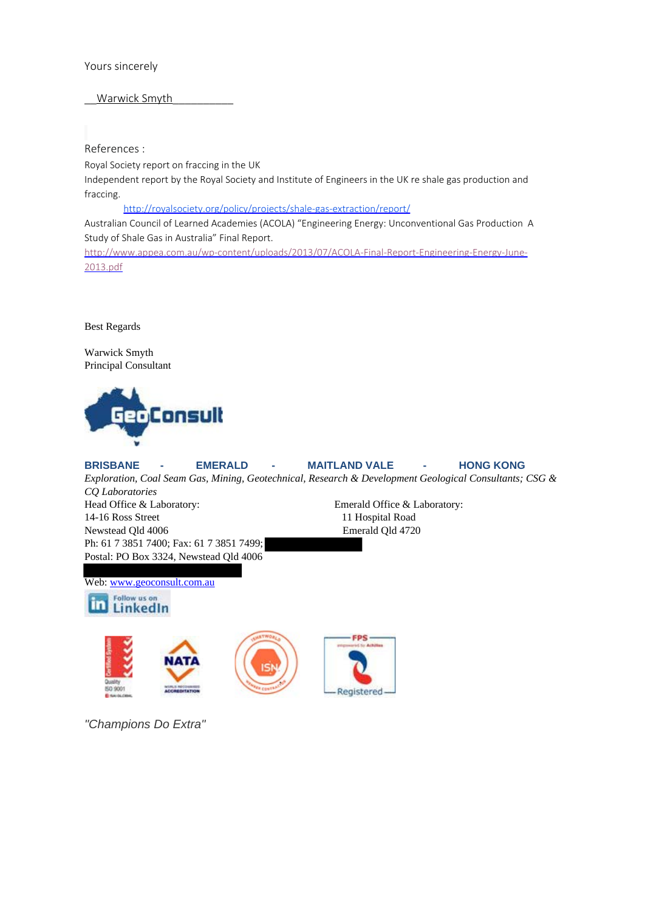Yours sincerely

__Warwick Smyth__________

References :

Royal Society report on fraccing in the UK

Independent report by the Royal Society and Institute of Engineers in the UK re shale gas production and fraccing.

http://royalsociety.org/policy/projects/shale-gas-extraction/report/

Australian Council of Learned Academies (ACOLA) "Engineering Energy: Unconventional Gas Production A Study of Shale Gas in Australia" Final Report.

http://www.appea.com.au/wp-content/uploads/2013/07/ACOLA-Final-Report-Engineering-Energy-June-2013.pdf

Best Regards

Warwick Smyth
Principal Consultant

GeoConsult

**BRISBANE - EMERALD - MAITLAND VALE - HONG KONG**

*Exploration, Coal Seam Gas, Mining, Geotechnical, Research & Development Geological Consultants; CSG & CQ Laboratories*

Head Office & Laboratory:
14-16 Ross Street
Newstead Qld 4006
Ph: 61 7 3851 7400; Fax: 61 7 3851 7499;
Postal: PO Box 3324, Newstead Qld 4006

Emerald Office & Laboratory:
11 Hospital Road
Emerald Qld 4720

Web: www.geoconsult.com.au

Follow us on LinkedIn

*"Champions Do Extra"*